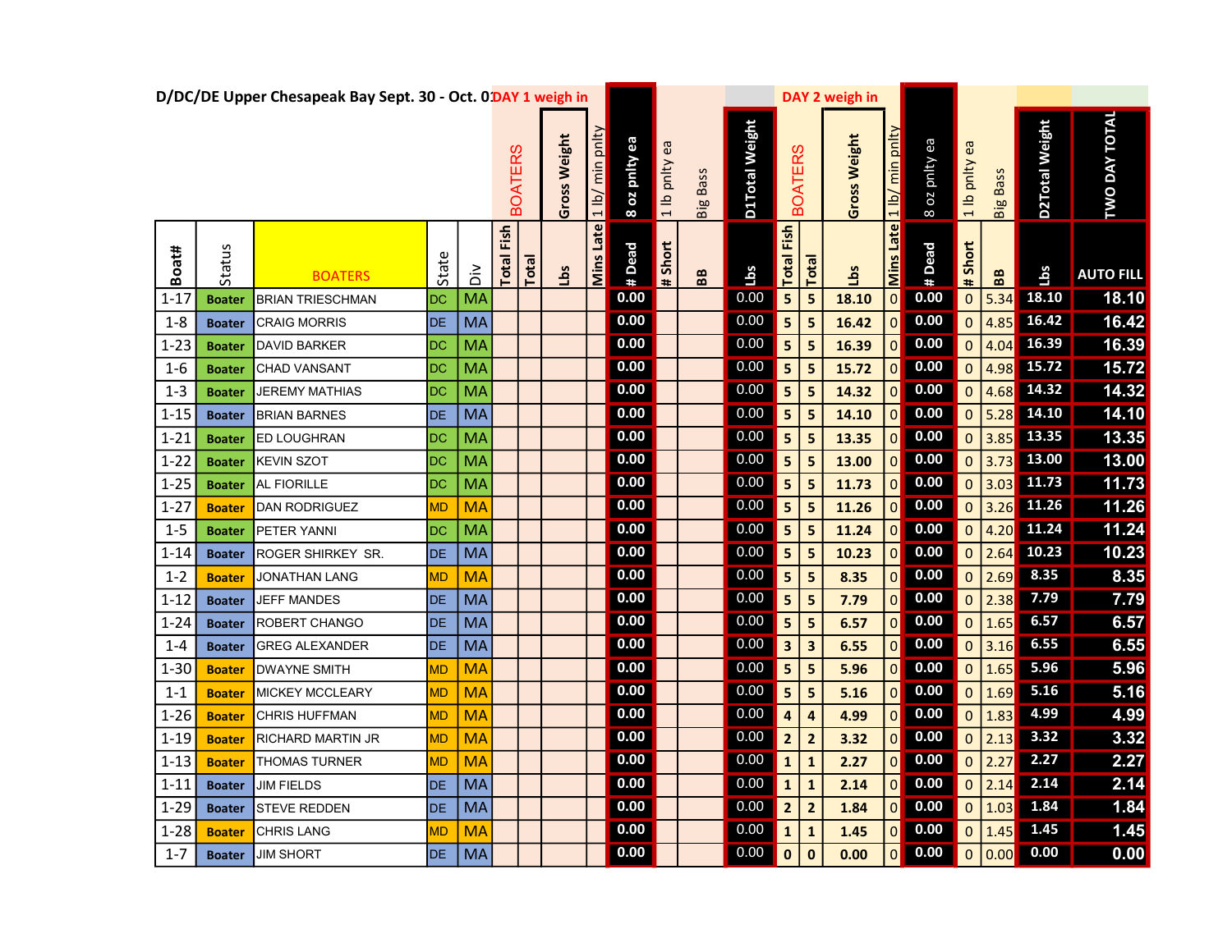D/DC/DE Upper Chesapeak Bay Sept. 30 - Oct. 01

| Boat# | Status | BOATERS | State | Div | DAY 1 weigh in BOATERS Total Fish | Total | Gross Weight Lbs | 1 lb/ min pnlty Mins Late | 8 oz pnlty ea # Dead | 1 lb pnlty ea # Short | Big Bass BB | D1Total Weight Lbs | DAY 2 weigh in BOATERS Total Fish | Total | Gross Weight Lbs | 1 lb/ min pnlty Mins Late | 8 oz pnlty ea # Dead | 1 lb pnlty ea # Short | Big Bass BB | D2Total Weight Lbs | TWO DAY TOTAL AUTO FILL |
|---|---|---|---|---|---|---|---|---|---|---|---|---|---|---|---|---|---|---|---|---|---|
| 1-17 | Boater | BRIAN TRIESCHMAN | DC | MA | | | | | 0.00 | | | 0.00 | 5 | 5 | 18.10 | 0 | 0.00 | 0 | 5.34 | 18.10 | 18.10 |
| 1-8 | Boater | CRAIG MORRIS | DE | MA | | | | | 0.00 | | | 0.00 | 5 | 5 | 16.42 | 0 | 0.00 | 0 | 4.85 | 16.42 | 16.42 |
| 1-23 | Boater | DAVID BARKER | DC | MA | | | | | 0.00 | | | 0.00 | 5 | 5 | 16.39 | 0 | 0.00 | 0 | 4.04 | 16.39 | 16.39 |
| 1-6 | Boater | CHAD VANSANT | DC | MA | | | | | 0.00 | | | 0.00 | 5 | 5 | 15.72 | 0 | 0.00 | 0 | 4.98 | 15.72 | 15.72 |
| 1-3 | Boater | JEREMY MATHIAS | DC | MA | | | | | 0.00 | | | 0.00 | 5 | 5 | 14.32 | 0 | 0.00 | 0 | 4.68 | 14.32 | 14.32 |
| 1-15 | Boater | BRIAN BARNES | DE | MA | | | | | 0.00 | | | 0.00 | 5 | 5 | 14.10 | 0 | 0.00 | 0 | 5.28 | 14.10 | 14.10 |
| 1-21 | Boater | ED LOUGHRAN | DC | MA | | | | | 0.00 | | | 0.00 | 5 | 5 | 13.35 | 0 | 0.00 | 0 | 3.85 | 13.35 | 13.35 |
| 1-22 | Boater | KEVIN SZOT | DC | MA | | | | | 0.00 | | | 0.00 | 5 | 5 | 13.00 | 0 | 0.00 | 0 | 3.73 | 13.00 | 13.00 |
| 1-25 | Boater | AL FIORILLE | DC | MA | | | | | 0.00 | | | 0.00 | 5 | 5 | 11.73 | 0 | 0.00 | 0 | 3.03 | 11.73 | 11.73 |
| 1-27 | Boater | DAN RODRIGUEZ | MD | MA | | | | | 0.00 | | | 0.00 | 5 | 5 | 11.26 | 0 | 0.00 | 0 | 3.26 | 11.26 | 11.26 |
| 1-5 | Boater | PETER YANNI | DC | MA | | | | | 0.00 | | | 0.00 | 5 | 5 | 11.24 | 0 | 0.00 | 0 | 4.20 | 11.24 | 11.24 |
| 1-14 | Boater | ROGER SHIRKEY SR. | DE | MA | | | | | 0.00 | | | 0.00 | 5 | 5 | 10.23 | 0 | 0.00 | 0 | 2.64 | 10.23 | 10.23 |
| 1-2 | Boater | JONATHAN LANG | MD | MA | | | | | 0.00 | | | 0.00 | 5 | 5 | 8.35 | 0 | 0.00 | 0 | 2.69 | 8.35 | 8.35 |
| 1-12 | Boater | JEFF MANDES | DE | MA | | | | | 0.00 | | | 0.00 | 5 | 5 | 7.79 | 0 | 0.00 | 0 | 2.38 | 7.79 | 7.79 |
| 1-24 | Boater | ROBERT CHANGO | DE | MA | | | | | 0.00 | | | 0.00 | 5 | 5 | 6.57 | 0 | 0.00 | 0 | 1.65 | 6.57 | 6.57 |
| 1-4 | Boater | GREG ALEXANDER | DE | MA | | | | | 0.00 | | | 0.00 | 3 | 3 | 6.55 | 0 | 0.00 | 0 | 3.16 | 6.55 | 6.55 |
| 1-30 | Boater | DWAYNE SMITH | MD | MA | | | | | 0.00 | | | 0.00 | 5 | 5 | 5.96 | 0 | 0.00 | 0 | 1.65 | 5.96 | 5.96 |
| 1-1 | Boater | MICKEY MCCLEARY | MD | MA | | | | | 0.00 | | | 0.00 | 5 | 5 | 5.16 | 0 | 0.00 | 0 | 1.69 | 5.16 | 5.16 |
| 1-26 | Boater | CHRIS HUFFMAN | MD | MA | | | | | 0.00 | | | 0.00 | 4 | 4 | 4.99 | 0 | 0.00 | 0 | 1.83 | 4.99 | 4.99 |
| 1-19 | Boater | RICHARD MARTIN JR | MD | MA | | | | | 0.00 | | | 0.00 | 2 | 2 | 3.32 | 0 | 0.00 | 0 | 2.13 | 3.32 | 3.32 |
| 1-13 | Boater | THOMAS TURNER | MD | MA | | | | | 0.00 | | | 0.00 | 1 | 1 | 2.27 | 0 | 0.00 | 0 | 2.27 | 2.27 | 2.27 |
| 1-11 | Boater | JIM FIELDS | DE | MA | | | | | 0.00 | | | 0.00 | 1 | 1 | 2.14 | 0 | 0.00 | 0 | 2.14 | 2.14 | 2.14 |
| 1-29 | Boater | STEVE REDDEN | DE | MA | | | | | 0.00 | | | 0.00 | 2 | 2 | 1.84 | 0 | 0.00 | 0 | 1.03 | 1.84 | 1.84 |
| 1-28 | Boater | CHRIS LANG | MD | MA | | | | | 0.00 | | | 0.00 | 1 | 1 | 1.45 | 0 | 0.00 | 0 | 1.45 | 1.45 | 1.45 |
| 1-7 | Boater | JIM SHORT | DE | MA | | | | | 0.00 | | | 0.00 | 0 | 0 | 0.00 | 0 | 0.00 | 0 | 0.00 | 0.00 | 0.00 |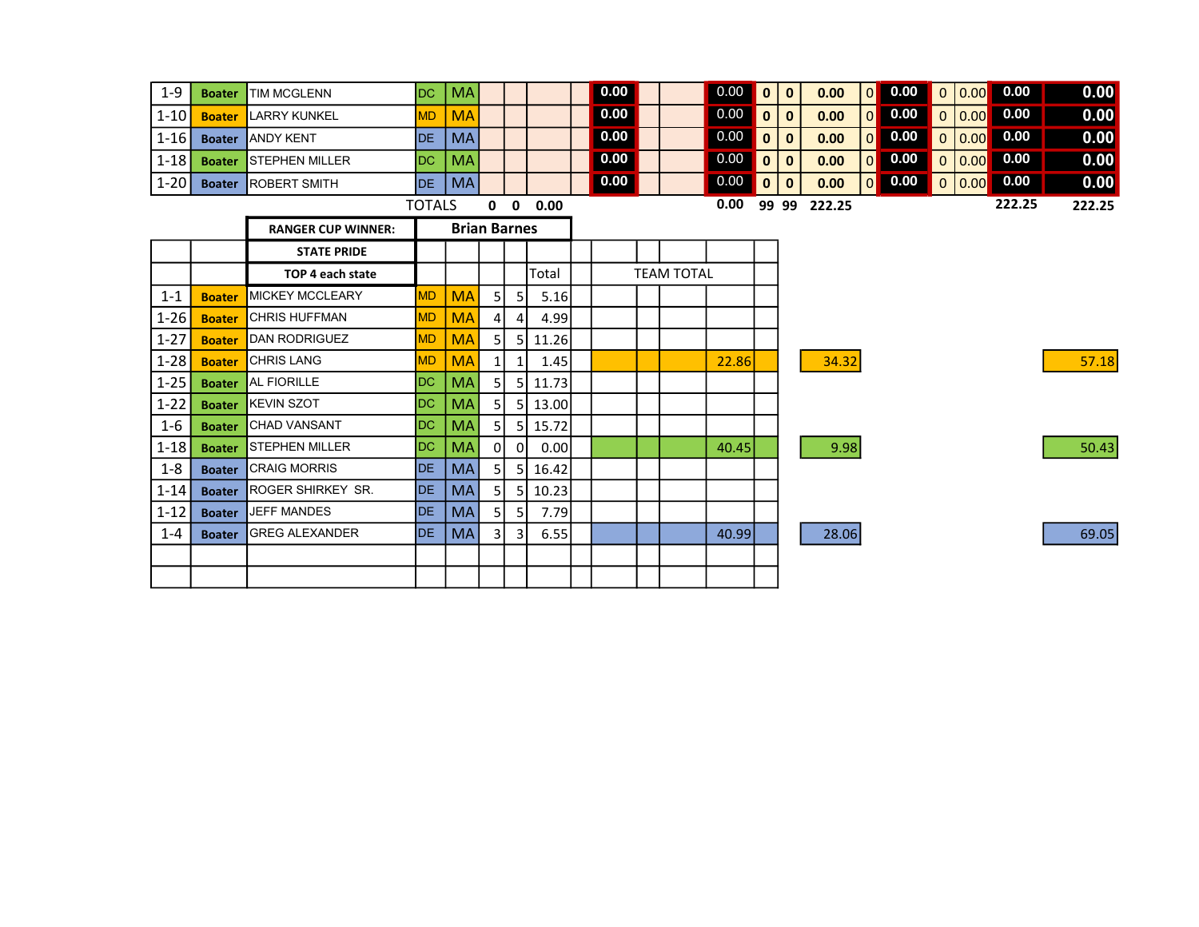| | | | | | | | | | | | | | | | | | | | | | | | |
|---|---|---|---|---|---|---|---|---|---|---|---|---|---|---|---|---|---|---|---|---|---|---|---|
| 1-9 | Boater | TIM MCGLENN | DC | MA | | | | | 0.00 | | | 0.00 | 0 | 0 | 0.00 | 0 | 0.00 | 0 | 0.00 | 0.00 | 0.00 |
| 1-10 | Boater | LARRY KUNKEL | MD | MA | | | | | 0.00 | | | 0.00 | 0 | 0 | 0.00 | 0 | 0.00 | 0 | 0.00 | 0.00 | 0.00 |
| 1-16 | Boater | ANDY KENT | DE | MA | | | | | 0.00 | | | 0.00 | 0 | 0 | 0.00 | 0 | 0.00 | 0 | 0.00 | 0.00 | 0.00 |
| 1-18 | Boater | STEPHEN MILLER | DC | MA | | | | | 0.00 | | | 0.00 | 0 | 0 | 0.00 | 0 | 0.00 | 0 | 0.00 | 0.00 | 0.00 |
| 1-20 | Boater | ROBERT SMITH | DE | MA | | | | | 0.00 | | | 0.00 | 0 | 0 | 0.00 | 0 | 0.00 | 0 | 0.00 | 0.00 | 0.00 |
| | | | TOTALS | | 0 | 0 | 0.00 | | | | | 0.00 | 99 | 99 | 222.25 | | | | | 222.25 | 222.25 |

| | | | | | | | | | | | | | | | |
|---|---|---|---|---|---|---|---|---|---|---|---|---|---|---|---|
| | | **RANGER CUP WINNER:** | **Brian Barnes** | | | | | | | | | | | | |
| | | **STATE PRIDE** | | | | | | | | | | | | | |
| | | **TOP 4 each state** | | | | | Total | | TEAM TOTAL | | | | | | |
| 1-1 | Boater | MICKEY MCCLEARY | MD | MA | 5 | 5 | 5.16 | | | | | | | | |
| 1-26 | Boater | CHRIS HUFFMAN | MD | MA | 4 | 4 | 4.99 | | | | | | | | |
| 1-27 | Boater | DAN RODRIGUEZ | MD | MA | 5 | 5 | 11.26 | | | | | | | | |
| 1-28 | Boater | CHRIS LANG | MD | MA | 1 | 1 | 1.45 | | | | 22.86 | | 34.32 | | 57.18 |
| 1-25 | Boater | AL FIORILLE | DC | MA | 5 | 5 | 11.73 | | | | | | | | |
| 1-22 | Boater | KEVIN SZOT | DC | MA | 5 | 5 | 13.00 | | | | | | | | |
| 1-6 | Boater | CHAD VANSANT | DC | MA | 5 | 5 | 15.72 | | | | | | | | |
| 1-18 | Boater | STEPHEN MILLER | DC | MA | 0 | 0 | 0.00 | | | | 40.45 | | 9.98 | | 50.43 |
| 1-8 | Boater | CRAIG MORRIS | DE | MA | 5 | 5 | 16.42 | | | | | | | | |
| 1-14 | Boater | ROGER SHIRKEY SR. | DE | MA | 5 | 5 | 10.23 | | | | | | | | |
| 1-12 | Boater | JEFF MANDES | DE | MA | 5 | 5 | 7.79 | | | | | | | | |
| 1-4 | Boater | GREG ALEXANDER | DE | MA | 3 | 3 | 6.55 | | | | 40.99 | | 28.06 | | 69.05 |
| | | | | | | | | | | | | | | | |
| | | | | | | | | | | | | | | | |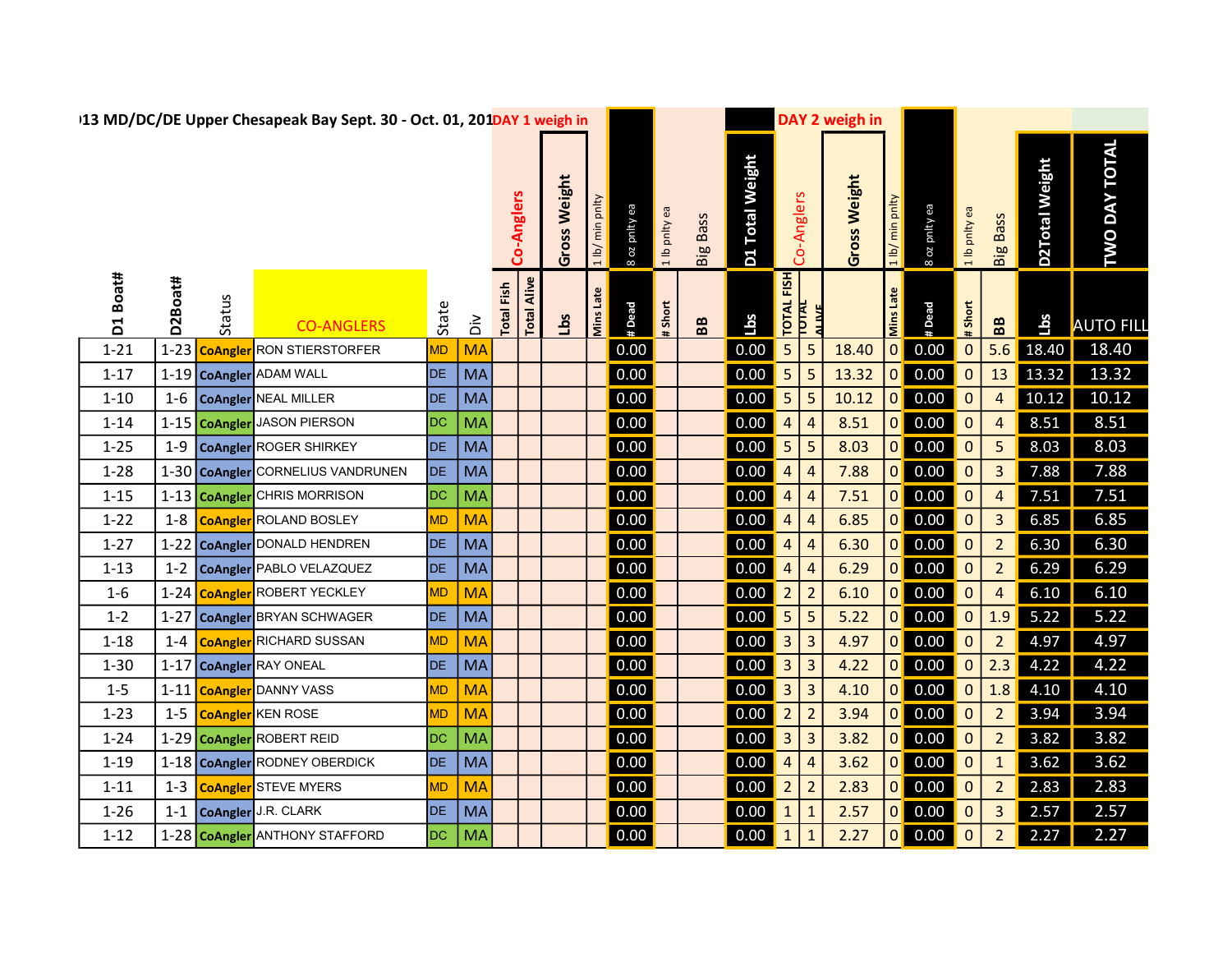# ›13 MD/DC/DE Upper Chesapeak Bay Sept. 30 - Oct. 01, 201

| | | | | | | DAY 1 weigh in | | | | | | | | DAY 2 weigh in | | | | | | | | | |
|---|---|---|---|---|---|---|---|---|---|---|---|---|---|---|---|---|---|---|---|---|---|---|---|
| | | | | | | Co-Anglers | | Gross Weight | 1 lb/ min pnlty | 8 oz pnlty ea | 1 lb pnlty ea | Big Bass | D1 Total Weight | Co-Anglers | | Gross Weight | 1 lb/ min pnlty | 8 oz pnlty ea | 1 lb pnlty ea | Big Bass | D2Total Weight | TWO DAY TOTAL |
| D1 Boat# | D2Boat# | Status | CO-ANGLERS | State | Div | Total Fish | Total Alive | Lbs | Mins Late | # Dead | # Short | BB | Lbs | TOTAL FISH | TOTAL ALIVE | | Mins Late | # Dead | # Short | BB | Lbs | AUTO FILL |
| 1-21 | 1-23 | CoAngler | RON STIERSTORFER | MD | MA | | | | | 0.00 | | | 0.00 | 5 | 5 | 18.40 | 0 | 0.00 | 0 | 5.6 | 18.40 | 18.40 |
| 1-17 | 1-19 | CoAngler | ADAM WALL | DE | MA | | | | | 0.00 | | | 0.00 | 5 | 5 | 13.32 | 0 | 0.00 | 0 | 13 | 13.32 | 13.32 |
| 1-10 | 1-6 | CoAngler | NEAL MILLER | DE | MA | | | | | 0.00 | | | 0.00 | 5 | 5 | 10.12 | 0 | 0.00 | 0 | 4 | 10.12 | 10.12 |
| 1-14 | 1-15 | CoAngler | JASON PIERSON | DC | MA | | | | | 0.00 | | | 0.00 | 4 | 4 | 8.51 | 0 | 0.00 | 0 | 4 | 8.51 | 8.51 |
| 1-25 | 1-9 | CoAngler | ROGER SHIRKEY | DE | MA | | | | | 0.00 | | | 0.00 | 5 | 5 | 8.03 | 0 | 0.00 | 0 | 5 | 8.03 | 8.03 |
| 1-28 | 1-30 | CoAngler | CORNELIUS VANDRUNEN | DE | MA | | | | | 0.00 | | | 0.00 | 4 | 4 | 7.88 | 0 | 0.00 | 0 | 3 | 7.88 | 7.88 |
| 1-15 | 1-13 | CoAngler | CHRIS MORRISON | DC | MA | | | | | 0.00 | | | 0.00 | 4 | 4 | 7.51 | 0 | 0.00 | 0 | 4 | 7.51 | 7.51 |
| 1-22 | 1-8 | CoAngler | ROLAND BOSLEY | MD | MA | | | | | 0.00 | | | 0.00 | 4 | 4 | 6.85 | 0 | 0.00 | 0 | 3 | 6.85 | 6.85 |
| 1-27 | 1-22 | CoAngler | DONALD HENDREN | DE | MA | | | | | 0.00 | | | 0.00 | 4 | 4 | 6.30 | 0 | 0.00 | 0 | 2 | 6.30 | 6.30 |
| 1-13 | 1-2 | CoAngler | PABLO VELAZQUEZ | DE | MA | | | | | 0.00 | | | 0.00 | 4 | 4 | 6.29 | 0 | 0.00 | 0 | 2 | 6.29 | 6.29 |
| 1-6 | 1-24 | CoAngler | ROBERT YECKLEY | MD | MA | | | | | 0.00 | | | 0.00 | 2 | 2 | 6.10 | 0 | 0.00 | 0 | 4 | 6.10 | 6.10 |
| 1-2 | 1-27 | CoAngler | BRYAN SCHWAGER | DE | MA | | | | | 0.00 | | | 0.00 | 5 | 5 | 5.22 | 0 | 0.00 | 0 | 1.9 | 5.22 | 5.22 |
| 1-18 | 1-4 | CoAngler | RICHARD SUSSAN | MD | MA | | | | | 0.00 | | | 0.00 | 3 | 3 | 4.97 | 0 | 0.00 | 0 | 2 | 4.97 | 4.97 |
| 1-30 | 1-17 | CoAngler | RAY ONEAL | DE | MA | | | | | 0.00 | | | 0.00 | 3 | 3 | 4.22 | 0 | 0.00 | 0 | 2.3 | 4.22 | 4.22 |
| 1-5 | 1-11 | CoAngler | DANNY VASS | MD | MA | | | | | 0.00 | | | 0.00 | 3 | 3 | 4.10 | 0 | 0.00 | 0 | 1.8 | 4.10 | 4.10 |
| 1-23 | 1-5 | CoAngler | KEN ROSE | MD | MA | | | | | 0.00 | | | 0.00 | 2 | 2 | 3.94 | 0 | 0.00 | 0 | 2 | 3.94 | 3.94 |
| 1-24 | 1-29 | CoAngler | ROBERT REID | DC | MA | | | | | 0.00 | | | 0.00 | 3 | 3 | 3.82 | 0 | 0.00 | 0 | 2 | 3.82 | 3.82 |
| 1-19 | 1-18 | CoAngler | RODNEY OBERDICK | DE | MA | | | | | 0.00 | | | 0.00 | 4 | 4 | 3.62 | 0 | 0.00 | 0 | 1 | 3.62 | 3.62 |
| 1-11 | 1-3 | CoAngler | STEVE MYERS | MD | MA | | | | | 0.00 | | | 0.00 | 2 | 2 | 2.83 | 0 | 0.00 | 0 | 2 | 2.83 | 2.83 |
| 1-26 | 1-1 | CoAngler | J.R. CLARK | DE | MA | | | | | 0.00 | | | 0.00 | 1 | 1 | 2.57 | 0 | 0.00 | 0 | 3 | 2.57 | 2.57 |
| 1-12 | 1-28 | CoAngler | ANTHONY STAFFORD | DC | MA | | | | | 0.00 | | | 0.00 | 1 | 1 | 2.27 | 0 | 0.00 | 0 | 2 | 2.27 | 2.27 |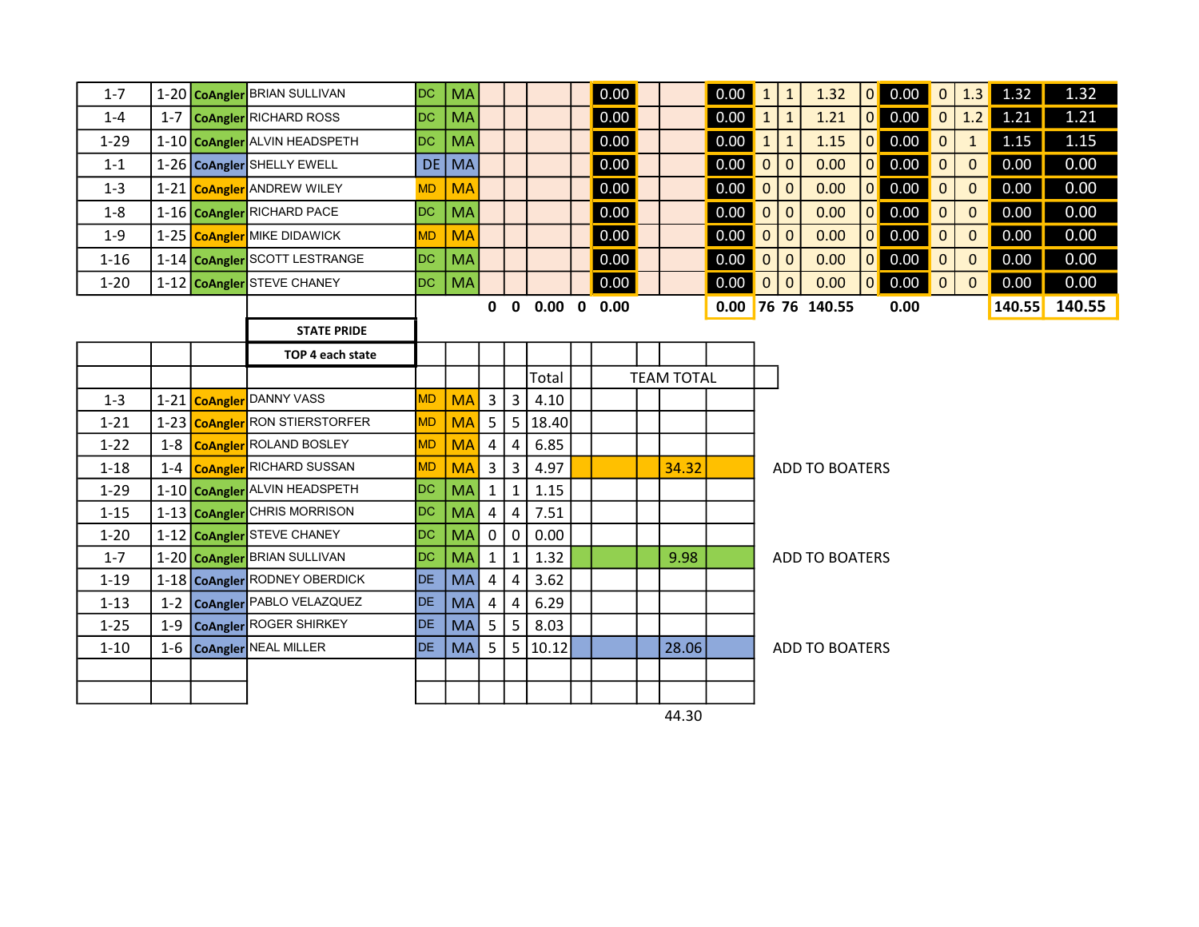| | | | | | | | | | | | | | | | | | | | | | | |
|---|---|---|---|---|---|---|---|---|---|---|---|---|---|---|---|---|---|---|---|---|---|---|
| 1-7 | 1-20 | CoAngler | BRIAN SULLIVAN | DC | MA | | | | | 0.00 | | | 0.00 | 1 | 1 | 1.32 | 0 | 0.00 | 0 | 1.3 | 1.32 | 1.32 |
| 1-4 | 1-7 | CoAngler | RICHARD ROSS | DC | MA | | | | | 0.00 | | | 0.00 | 1 | 1 | 1.21 | 0 | 0.00 | 0 | 1.2 | 1.21 | 1.21 |
| 1-29 | 1-10 | CoAngler | ALVIN HEADSPETH | DC | MA | | | | | 0.00 | | | 0.00 | 1 | 1 | 1.15 | 0 | 0.00 | 0 | 1 | 1.15 | 1.15 |
| 1-1 | 1-26 | CoAngler | SHELLY EWELL | DE | MA | | | | | 0.00 | | | 0.00 | 0 | 0 | 0.00 | 0 | 0.00 | 0 | 0 | 0.00 | 0.00 |
| 1-3 | 1-21 | CoAngler | ANDREW WILEY | MD | MA | | | | | 0.00 | | | 0.00 | 0 | 0 | 0.00 | 0 | 0.00 | 0 | 0 | 0.00 | 0.00 |
| 1-8 | 1-16 | CoAngler | RICHARD PACE | DC | MA | | | | | 0.00 | | | 0.00 | 0 | 0 | 0.00 | 0 | 0.00 | 0 | 0 | 0.00 | 0.00 |
| 1-9 | 1-25 | CoAngler | MIKE DIDAWICK | MD | MA | | | | | 0.00 | | | 0.00 | 0 | 0 | 0.00 | 0 | 0.00 | 0 | 0 | 0.00 | 0.00 |
| 1-16 | 1-14 | CoAngler | SCOTT LESTRANGE | DC | MA | | | | | 0.00 | | | 0.00 | 0 | 0 | 0.00 | 0 | 0.00 | 0 | 0 | 0.00 | 0.00 |
| 1-20 | 1-12 | CoAngler | STEVE CHANEY | DC | MA | | | | | 0.00 | | | 0.00 | 0 | 0 | 0.00 | 0 | 0.00 | 0 | 0 | 0.00 | 0.00 |
| | | | | | | 0 | 0 | 0.00 | 0 | 0.00 | | | 0.00 | 76 | 76 | 140.55 | | 0.00 | | | 140.55 | 140.55 |

**STATE PRIDE**

**TOP 4 each state**

| | | | | | | | | | | | | | | |
|---|---|---|---|---|---|---|---|---|---|---|---|---|---|---|
| | | | | | | | | Total | | TEAM TOTAL | | | | |
| 1-3 | 1-21 | CoAngler | DANNY VASS | MD | MA | 3 | 3 | 4.10 | | | | | | |
| 1-21 | 1-23 | CoAngler | RON STIERSTORFER | MD | MA | 5 | 5 | 18.40 | | | | | | |
| 1-22 | 1-8 | CoAngler | ROLAND BOSLEY | MD | MA | 4 | 4 | 6.85 | | | | | | |
| 1-18 | 1-4 | CoAngler | RICHARD SUSSAN | MD | MA | 3 | 3 | 4.97 | | | 34.32 | | | ADD TO BOATERS |
| 1-29 | 1-10 | CoAngler | ALVIN HEADSPETH | DC | MA | 1 | 1 | 1.15 | | | | | | |
| 1-15 | 1-13 | CoAngler | CHRIS MORRISON | DC | MA | 4 | 4 | 7.51 | | | | | | |
| 1-20 | 1-12 | CoAngler | STEVE CHANEY | DC | MA | 0 | 0 | 0.00 | | | | | | |
| 1-7 | 1-20 | CoAngler | BRIAN SULLIVAN | DC | MA | 1 | 1 | 1.32 | | | 9.98 | | | ADD TO BOATERS |
| 1-19 | 1-18 | CoAngler | RODNEY OBERDICK | DE | MA | 4 | 4 | 3.62 | | | | | | |
| 1-13 | 1-2 | CoAngler | PABLO VELAZQUEZ | DE | MA | 4 | 4 | 6.29 | | | | | | |
| 1-25 | 1-9 | CoAngler | ROGER SHIRKEY | DE | MA | 5 | 5 | 8.03 | | | | | | |
| 1-10 | 1-6 | CoAngler | NEAL MILLER | DE | MA | 5 | 5 | 10.12 | | | 28.06 | | | ADD TO BOATERS |
| | | | | | | | | | | | | | | |
| | | | | | | | | | | | | | | |
| | | | | | | | | | | | 44.30 | | | |